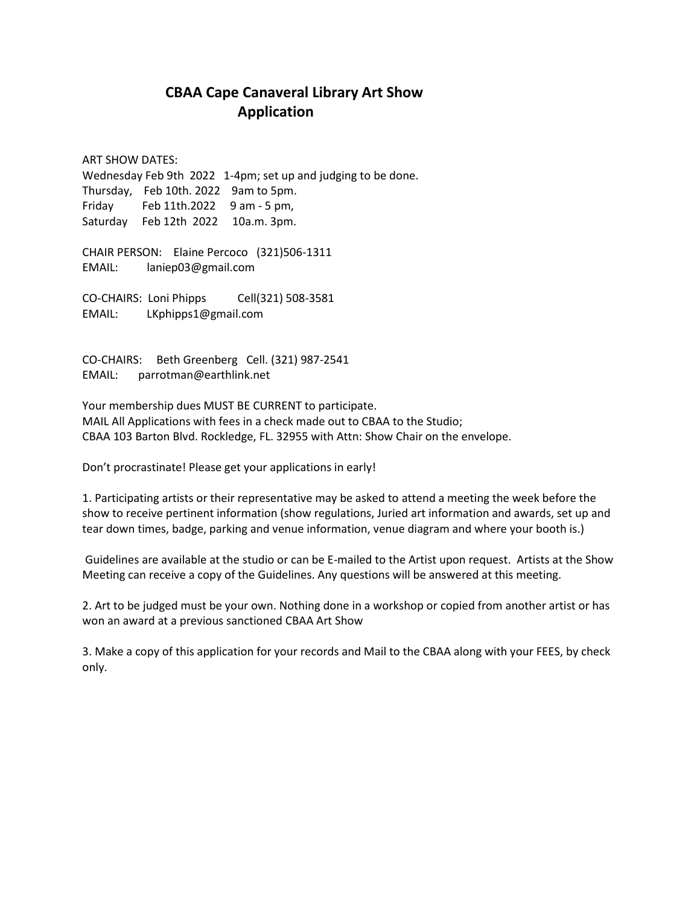# CBAA Cape Canaveral Library Art Show
# Application

ART SHOW DATES:
Wednesday Feb 9th 2022 1-4pm; set up and judging to be done.
Thursday, Feb 10th. 2022 9am to 5pm.
Friday Feb 11th.2022 9 am - 5 pm,
Saturday Feb 12th 2022 10a.m. 3pm.

CHAIR PERSON: Elaine Percoco (321)506-1311
EMAIL: laniep03@gmail.com

CO-CHAIRS: Loni Phipps Cell(321) 508-3581
EMAIL: LKphipps1@gmail.com

CO-CHAIRS: Beth Greenberg Cell. (321) 987-2541
EMAIL: parrotman@earthlink.net

Your membership dues MUST BE CURRENT to participate.
MAIL All Applications with fees in a check made out to CBAA to the Studio;
CBAA 103 Barton Blvd. Rockledge, FL. 32955 with Attn: Show Chair on the envelope.

Don't procrastinate! Please get your applications in early!

1. Participating artists or their representative may be asked to attend a meeting the week before the show to receive pertinent information (show regulations, Juried art information and awards, set up and tear down times, badge, parking and venue information, venue diagram and where your booth is.)

Guidelines are available at the studio or can be E-mailed to the Artist upon request. Artists at the Show Meeting can receive a copy of the Guidelines. Any questions will be answered at this meeting.

2. Art to be judged must be your own. Nothing done in a workshop or copied from another artist or has won an award at a previous sanctioned CBAA Art Show

3. Make a copy of this application for your records and Mail to the CBAA along with your FEES, by check only.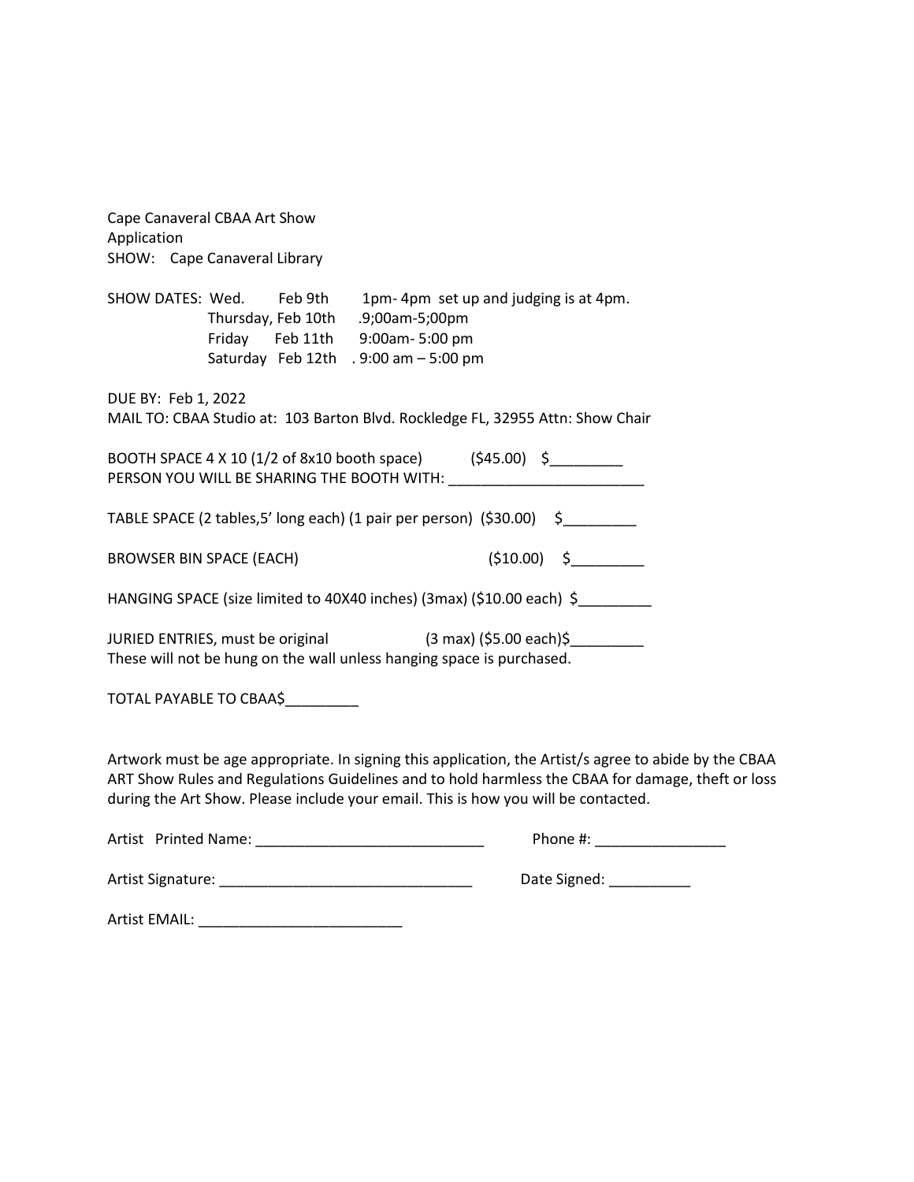Cape Canaveral CBAA Art Show
Application
SHOW: Cape Canaveral Library

SHOW DATES: Wed. Feb 9th 1pm- 4pm set up and judging is at 4pm.
Thursday, Feb 10th .9;00am-5;00pm
Friday Feb 11th 9:00am- 5:00 pm
Saturday Feb 12th . 9:00 am – 5:00 pm

DUE BY: Feb 1, 2022
MAIL TO: CBAA Studio at: 103 Barton Blvd. Rockledge FL, 32955 Attn: Show Chair

BOOTH SPACE 4 X 10 (1/2 of 8x10 booth space) ($45.00) $_________
PERSON YOU WILL BE SHARING THE BOOTH WITH: ________________________

TABLE SPACE (2 tables,5' long each) (1 pair per person) ($30.00) $_________

BROWSER BIN SPACE (EACH) ($10.00) $_________

HANGING SPACE (size limited to 40X40 inches) (3max) ($10.00 each) $_________

JURIED ENTRIES, must be original (3 max) ($5.00 each)$_________
These will not be hung on the wall unless hanging space is purchased.

TOTAL PAYABLE TO CBAA$_________

Artwork must be age appropriate. In signing this application, the Artist/s agree to abide by the CBAA ART Show Rules and Regulations Guidelines and to hold harmless the CBAA for damage, theft or loss during the Art Show. Please include your email. This is how you will be contacted.

Artist Printed Name: ____________________________ Phone #: ________________

Artist Signature: _______________________________ Date Signed: __________

Artist EMAIL: _________________________